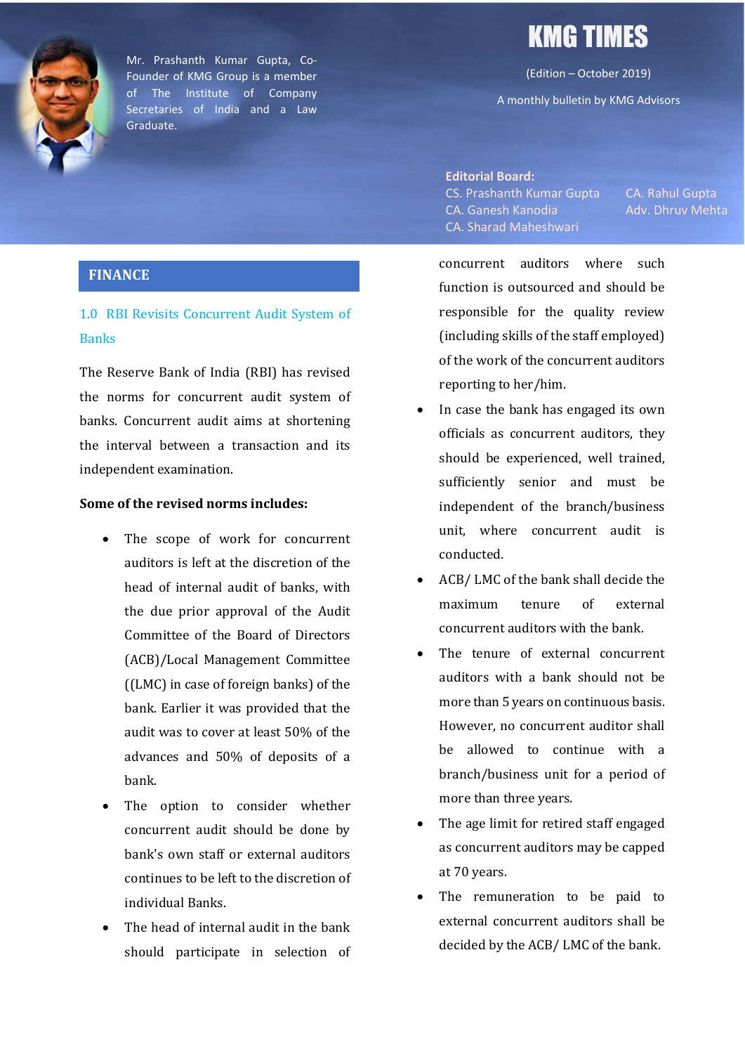# KMG TIMES

(Edition – October 2019)

A monthly bulletin by KMG Advisors

Mr. Prashanth Kumar Gupta, Co-Founder of KMG Group is a member of The Institute of Company Secretaries of India and a Law Graduate.

**Editorial Board:**
CS. Prashanth Kumar Gupta
CA. Ganesh Kanodia
CA. Sharad Maheshwari
CA. Rahul Gupta
Adv. Dhruv Mehta

## FINANCE

### 1.0 RBI Revisits Concurrent Audit System of Banks

The Reserve Bank of India (RBI) has revised the norms for concurrent audit system of banks. Concurrent audit aims at shortening the interval between a transaction and its independent examination.

**Some of the revised norms includes:**

- The scope of work for concurrent auditors is left at the discretion of the head of internal audit of banks, with the due prior approval of the Audit Committee of the Board of Directors (ACB)/Local Management Committee ((LMC) in case of foreign banks) of the bank. Earlier it was provided that the audit was to cover at least 50% of the advances and 50% of deposits of a bank.
- The option to consider whether concurrent audit should be done by bank's own staff or external auditors continues to be left to the discretion of individual Banks.
- The head of internal audit in the bank should participate in selection of concurrent auditors where such function is outsourced and should be responsible for the quality review (including skills of the staff employed) of the work of the concurrent auditors reporting to her/him.
- In case the bank has engaged its own officials as concurrent auditors, they should be experienced, well trained, sufficiently senior and must be independent of the branch/business unit, where concurrent audit is conducted.
- ACB/ LMC of the bank shall decide the maximum tenure of external concurrent auditors with the bank.
- The tenure of external concurrent auditors with a bank should not be more than 5 years on continuous basis. However, no concurrent auditor shall be allowed to continue with a branch/business unit for a period of more than three years.
- The age limit for retired staff engaged as concurrent auditors may be capped at 70 years.
- The remuneration to be paid to external concurrent auditors shall be decided by the ACB/ LMC of the bank.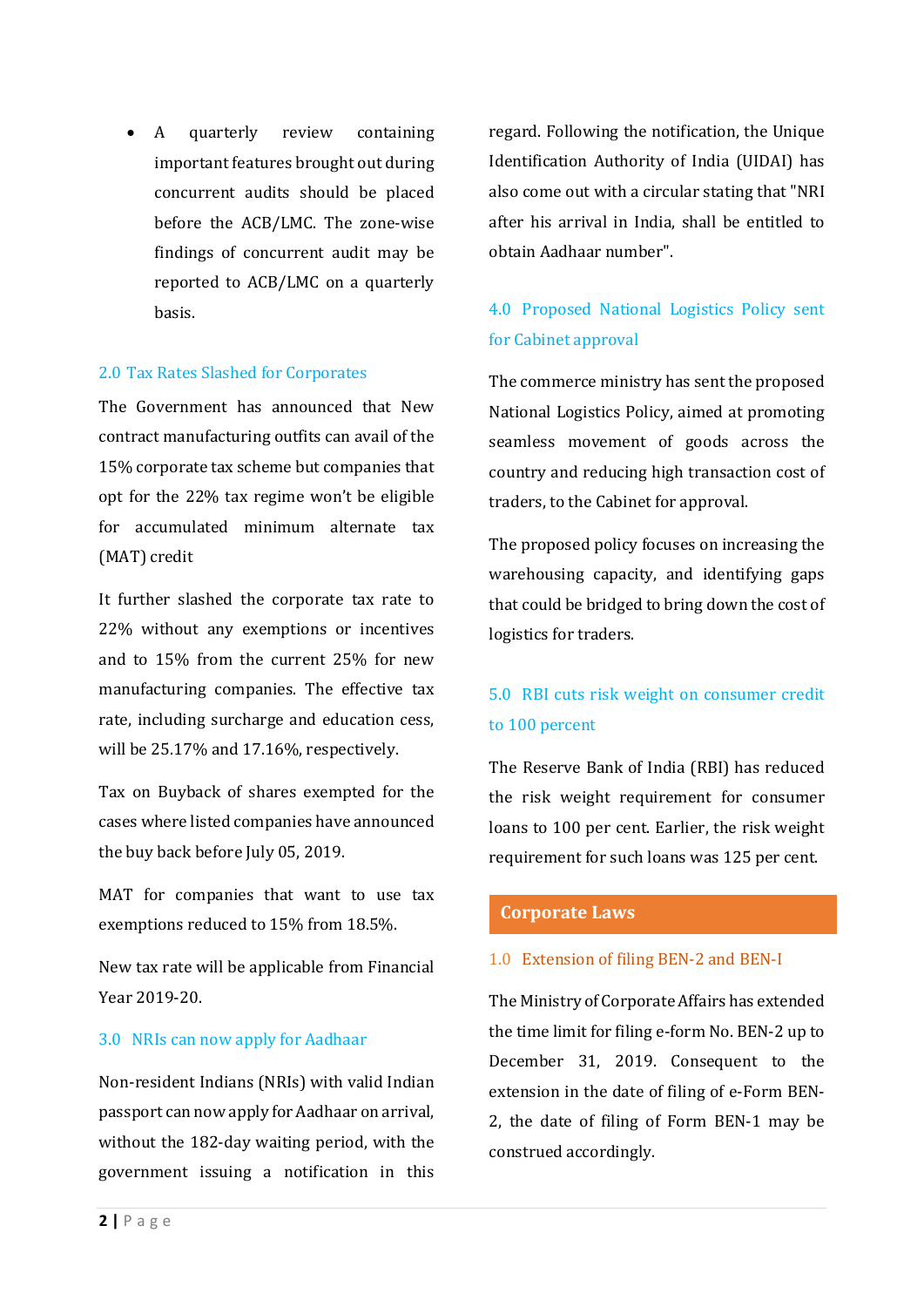- A quarterly review containing important features brought out during concurrent audits should be placed before the ACB/LMC. The zone-wise findings of concurrent audit may be reported to ACB/LMC on a quarterly basis.

### 2.0 Tax Rates Slashed for Corporates

The Government has announced that New contract manufacturing outfits can avail of the 15% corporate tax scheme but companies that opt for the 22% tax regime won't be eligible for accumulated minimum alternate tax (MAT) credit

It further slashed the corporate tax rate to 22% without any exemptions or incentives and to 15% from the current 25% for new manufacturing companies. The effective tax rate, including surcharge and education cess, will be 25.17% and 17.16%, respectively.

Tax on Buyback of shares exempted for the cases where listed companies have announced the buy back before July 05, 2019.

MAT for companies that want to use tax exemptions reduced to 15% from 18.5%.

New tax rate will be applicable from Financial Year 2019-20.

### 3.0 NRIs can now apply for Aadhaar

Non-resident Indians (NRIs) with valid Indian passport can now apply for Aadhaar on arrival, without the 182-day waiting period, with the government issuing a notification in this regard. Following the notification, the Unique Identification Authority of India (UIDAI) has also come out with a circular stating that "NRI after his arrival in India, shall be entitled to obtain Aadhaar number".

### 4.0 Proposed National Logistics Policy sent for Cabinet approval

The commerce ministry has sent the proposed National Logistics Policy, aimed at promoting seamless movement of goods across the country and reducing high transaction cost of traders, to the Cabinet for approval.

The proposed policy focuses on increasing the warehousing capacity, and identifying gaps that could be bridged to bring down the cost of logistics for traders.

### 5.0 RBI cuts risk weight on consumer credit to 100 percent

The Reserve Bank of India (RBI) has reduced the risk weight requirement for consumer loans to 100 per cent. Earlier, the risk weight requirement for such loans was 125 per cent.

## Corporate Laws

### 1.0 Extension of filing BEN-2 and BEN-I

The Ministry of Corporate Affairs has extended the time limit for filing e-form No. BEN-2 up to December 31, 2019. Consequent to the extension in the date of filing of e-Form BEN-2, the date of filing of Form BEN-1 may be construed accordingly.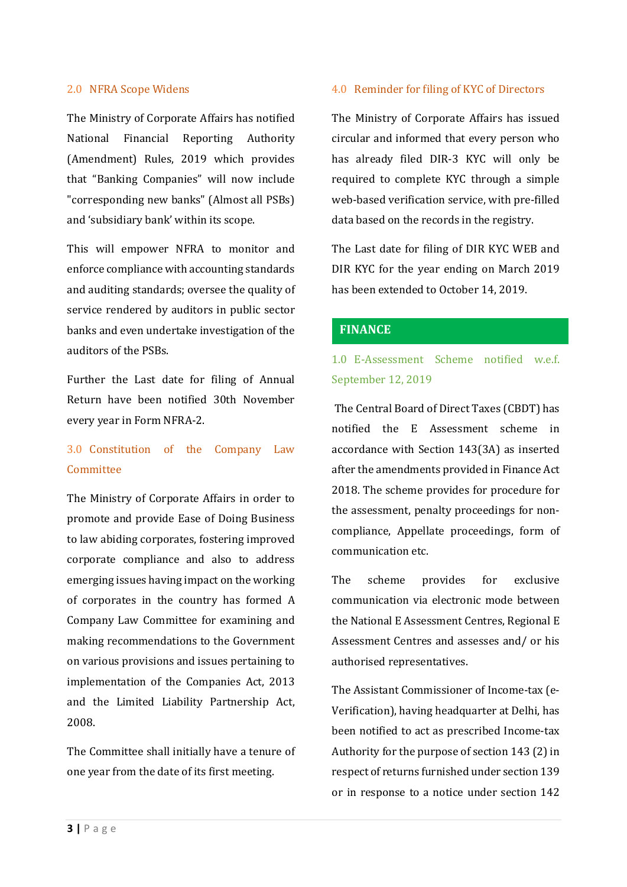## 2.0 NFRA Scope Widens

The Ministry of Corporate Affairs has notified National Financial Reporting Authority (Amendment) Rules, 2019 which provides that "Banking Companies" will now include "corresponding new banks" (Almost all PSBs) and 'subsidiary bank' within its scope.

This will empower NFRA to monitor and enforce compliance with accounting standards and auditing standards; oversee the quality of service rendered by auditors in public sector banks and even undertake investigation of the auditors of the PSBs.

Further the Last date for filing of Annual Return have been notified 30th November every year in Form NFRA-2.

## 3.0 Constitution of the Company Law Committee

The Ministry of Corporate Affairs in order to promote and provide Ease of Doing Business to law abiding corporates, fostering improved corporate compliance and also to address emerging issues having impact on the working of corporates in the country has formed A Company Law Committee for examining and making recommendations to the Government on various provisions and issues pertaining to implementation of the Companies Act, 2013 and the Limited Liability Partnership Act, 2008.

The Committee shall initially have a tenure of one year from the date of its first meeting.

## 4.0 Reminder for filing of KYC of Directors

The Ministry of Corporate Affairs has issued circular and informed that every person who has already filed DIR-3 KYC will only be required to complete KYC through a simple web-based verification service, with pre-filled data based on the records in the registry.

The Last date for filing of DIR KYC WEB and DIR KYC for the year ending on March 2019 has been extended to October 14, 2019.

# FINANCE

## 1.0 E-Assessment Scheme notified w.e.f. September 12, 2019

The Central Board of Direct Taxes (CBDT) has notified the E Assessment scheme in accordance with Section 143(3A) as inserted after the amendments provided in Finance Act 2018. The scheme provides for procedure for the assessment, penalty proceedings for non-compliance, Appellate proceedings, form of communication etc.

The scheme provides for exclusive communication via electronic mode between the National E Assessment Centres, Regional E Assessment Centres and assesses and/ or his authorised representatives.

The Assistant Commissioner of Income-tax (e-Verification), having headquarter at Delhi, has been notified to act as prescribed Income-tax Authority for the purpose of section 143 (2) in respect of returns furnished under section 139 or in response to a notice under section 142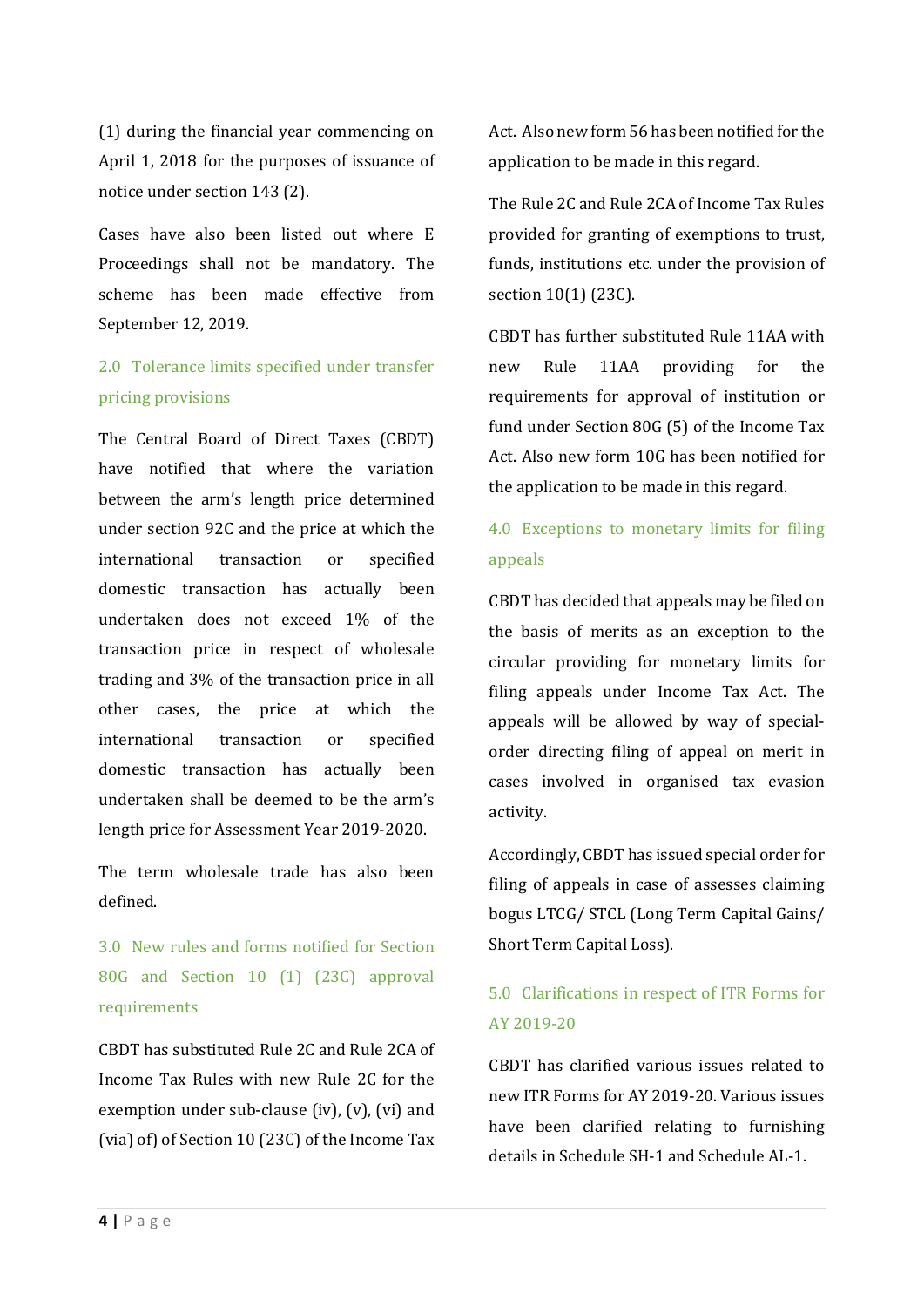(1) during the financial year commencing on April 1, 2018 for the purposes of issuance of notice under section 143 (2).

Cases have also been listed out where E Proceedings shall not be mandatory. The scheme has been made effective from September 12, 2019.

## 2.0 Tolerance limits specified under transfer pricing provisions

The Central Board of Direct Taxes (CBDT) have notified that where the variation between the arm's length price determined under section 92C and the price at which the international transaction or specified domestic transaction has actually been undertaken does not exceed 1% of the transaction price in respect of wholesale trading and 3% of the transaction price in all other cases, the price at which the international transaction or specified domestic transaction has actually been undertaken shall be deemed to be the arm's length price for Assessment Year 2019-2020.

The term wholesale trade has also been defined.

## 3.0 New rules and forms notified for Section 80G and Section 10 (1) (23C) approval requirements

CBDT has substituted Rule 2C and Rule 2CA of Income Tax Rules with new Rule 2C for the exemption under sub-clause (iv), (v), (vi) and (via) of) of Section 10 (23C) of the Income Tax Act. Also new form 56 has been notified for the application to be made in this regard.

The Rule 2C and Rule 2CA of Income Tax Rules provided for granting of exemptions to trust, funds, institutions etc. under the provision of section 10(1) (23C).

CBDT has further substituted Rule 11AA with new Rule 11AA providing for the requirements for approval of institution or fund under Section 80G (5) of the Income Tax Act. Also new form 10G has been notified for the application to be made in this regard.

## 4.0 Exceptions to monetary limits for filing appeals

CBDT has decided that appeals may be filed on the basis of merits as an exception to the circular providing for monetary limits for filing appeals under Income Tax Act. The appeals will be allowed by way of special-order directing filing of appeal on merit in cases involved in organised tax evasion activity.

Accordingly, CBDT has issued special order for filing of appeals in case of assesses claiming bogus LTCG/ STCL (Long Term Capital Gains/ Short Term Capital Loss).

## 5.0 Clarifications in respect of ITR Forms for AY 2019-20

CBDT has clarified various issues related to new ITR Forms for AY 2019-20. Various issues have been clarified relating to furnishing details in Schedule SH-1 and Schedule AL-1.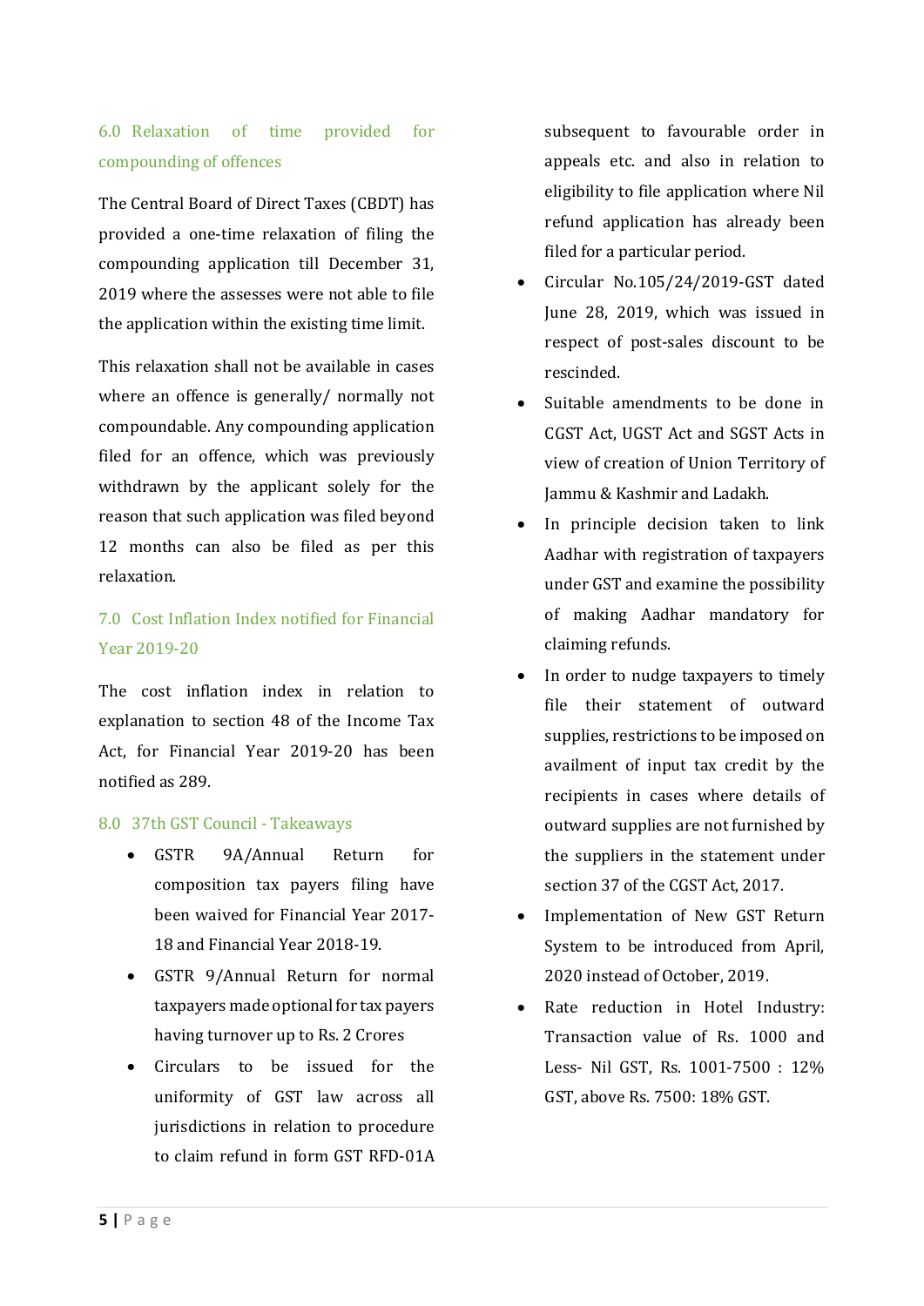## 6.0 Relaxation of time provided for compounding of offences

The Central Board of Direct Taxes (CBDT) has provided a one-time relaxation of filing the compounding application till December 31, 2019 where the assesses were not able to file the application within the existing time limit.

This relaxation shall not be available in cases where an offence is generally/ normally not compoundable. Any compounding application filed for an offence, which was previously withdrawn by the applicant solely for the reason that such application was filed beyond 12 months can also be filed as per this relaxation.

## 7.0 Cost Inflation Index notified for Financial Year 2019-20

The cost inflation index in relation to explanation to section 48 of the Income Tax Act, for Financial Year 2019-20 has been notified as 289.

## 8.0 37th GST Council - Takeaways

- GSTR 9A/Annual Return for composition tax payers filing have been waived for Financial Year 2017-18 and Financial Year 2018-19.
- GSTR 9/Annual Return for normal taxpayers made optional for tax payers having turnover up to Rs. 2 Crores
- Circulars to be issued for the uniformity of GST law across all jurisdictions in relation to procedure to claim refund in form GST RFD-01A subsequent to favourable order in appeals etc. and also in relation to eligibility to file application where Nil refund application has already been filed for a particular period.
- Circular No.105/24/2019-GST dated June 28, 2019, which was issued in respect of post-sales discount to be rescinded.
- Suitable amendments to be done in CGST Act, UGST Act and SGST Acts in view of creation of Union Territory of Jammu & Kashmir and Ladakh.
- In principle decision taken to link Aadhar with registration of taxpayers under GST and examine the possibility of making Aadhar mandatory for claiming refunds.
- In order to nudge taxpayers to timely file their statement of outward supplies, restrictions to be imposed on availment of input tax credit by the recipients in cases where details of outward supplies are not furnished by the suppliers in the statement under section 37 of the CGST Act, 2017.
- Implementation of New GST Return System to be introduced from April, 2020 instead of October, 2019.
- Rate reduction in Hotel Industry: Transaction value of Rs. 1000 and Less- Nil GST, Rs. 1001-7500 : 12% GST, above Rs. 7500: 18% GST.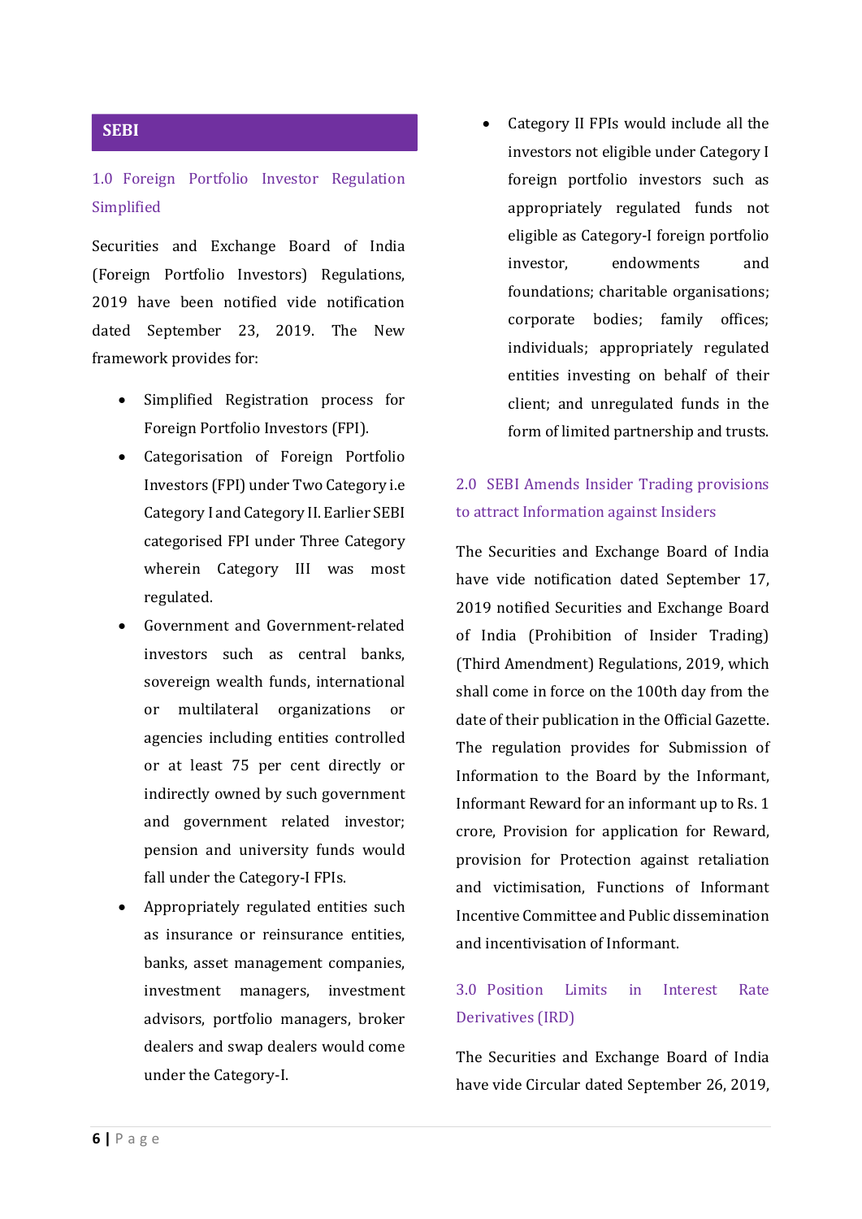## SEBI

### 1.0 Foreign Portfolio Investor Regulation Simplified

Securities and Exchange Board of India (Foreign Portfolio Investors) Regulations, 2019 have been notified vide notification dated September 23, 2019. The New framework provides for:

- Simplified Registration process for Foreign Portfolio Investors (FPI).
- Categorisation of Foreign Portfolio Investors (FPI) under Two Category i.e Category I and Category II. Earlier SEBI categorised FPI under Three Category wherein Category III was most regulated.
- Government and Government-related investors such as central banks, sovereign wealth funds, international or multilateral organizations or agencies including entities controlled or at least 75 per cent directly or indirectly owned by such government and government related investor; pension and university funds would fall under the Category-I FPIs.
- Appropriately regulated entities such as insurance or reinsurance entities, banks, asset management companies, investment managers, investment advisors, portfolio managers, broker dealers and swap dealers would come under the Category-I.
- Category II FPIs would include all the investors not eligible under Category I foreign portfolio investors such as appropriately regulated funds not eligible as Category-I foreign portfolio investor, endowments and foundations; charitable organisations; corporate bodies; family offices; individuals; appropriately regulated entities investing on behalf of their client; and unregulated funds in the form of limited partnership and trusts.

### 2.0 SEBI Amends Insider Trading provisions to attract Information against Insiders

The Securities and Exchange Board of India have vide notification dated September 17, 2019 notified Securities and Exchange Board of India (Prohibition of Insider Trading) (Third Amendment) Regulations, 2019, which shall come in force on the 100th day from the date of their publication in the Official Gazette. The regulation provides for Submission of Information to the Board by the Informant, Informant Reward for an informant up to Rs. 1 crore, Provision for application for Reward, provision for Protection against retaliation and victimisation, Functions of Informant Incentive Committee and Public dissemination and incentivisation of Informant.

### 3.0 Position Limits in Interest Rate Derivatives (IRD)

The Securities and Exchange Board of India have vide Circular dated September 26, 2019,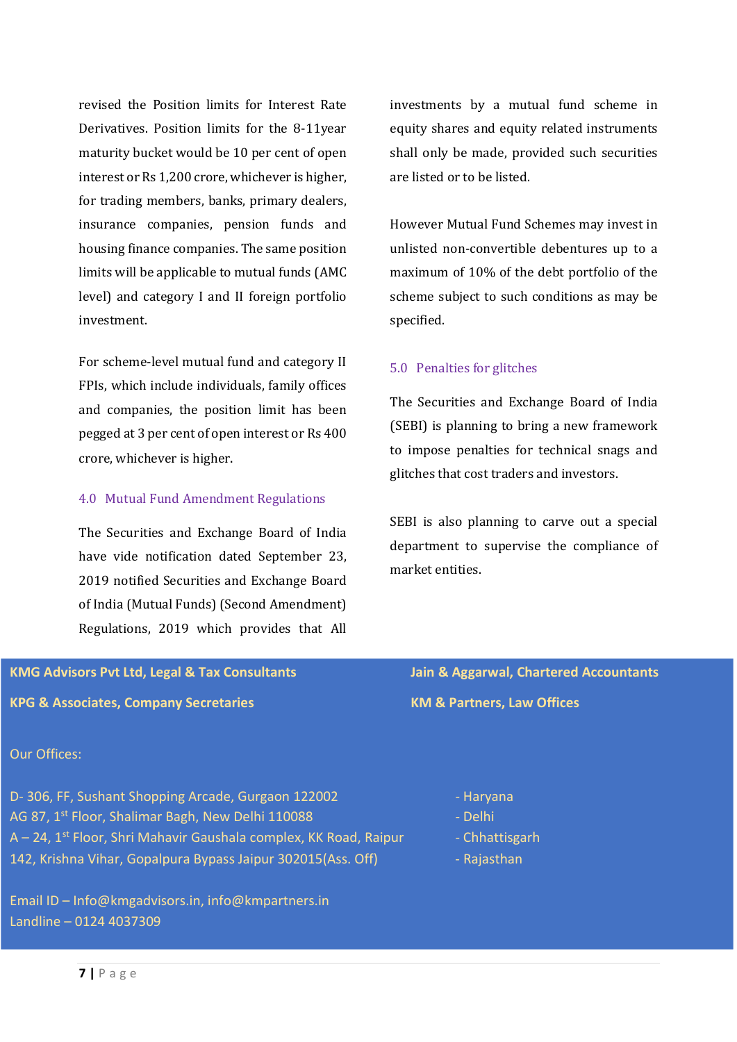revised the Position limits for Interest Rate Derivatives. Position limits for the 8-11year maturity bucket would be 10 per cent of open interest or Rs 1,200 crore, whichever is higher, for trading members, banks, primary dealers, insurance companies, pension funds and housing finance companies. The same position limits will be applicable to mutual funds (AMC level) and category I and II foreign portfolio investment.

For scheme-level mutual fund and category II FPIs, which include individuals, family offices and companies, the position limit has been pegged at 3 per cent of open interest or Rs 400 crore, whichever is higher.

## 4.0 Mutual Fund Amendment Regulations

The Securities and Exchange Board of India have vide notification dated September 23, 2019 notified Securities and Exchange Board of India (Mutual Funds) (Second Amendment) Regulations, 2019 which provides that All investments by a mutual fund scheme in equity shares and equity related instruments shall only be made, provided such securities are listed or to be listed.

However Mutual Fund Schemes may invest in unlisted non-convertible debentures up to a maximum of 10% of the debt portfolio of the scheme subject to such conditions as may be specified.

## 5.0 Penalties for glitches

The Securities and Exchange Board of India (SEBI) is planning to bring a new framework to impose penalties for technical snags and glitches that cost traders and investors.

SEBI is also planning to carve out a special department to supervise the compliance of market entities.

**KMG Advisors Pvt Ltd, Legal & Tax Consultants**

**Jain & Aggarwal, Chartered Accountants**

**KPG & Associates, Company Secretaries**

**KM & Partners, Law Offices**

Our Offices:

D- 306, FF, Sushant Shopping Arcade, Gurgaon 122002 - Haryana
AG 87, 1st Floor, Shalimar Bagh, New Delhi 110088 - Delhi
A – 24, 1st Floor, Shri Mahavir Gaushala complex, KK Road, Raipur - Chhattisgarh
142, Krishna Vihar, Gopalpura Bypass Jaipur 302015(Ass. Off) - Rajasthan

Email ID – Info@kmgadvisors.in, info@kmpartners.in
Landline – 0124 4037309